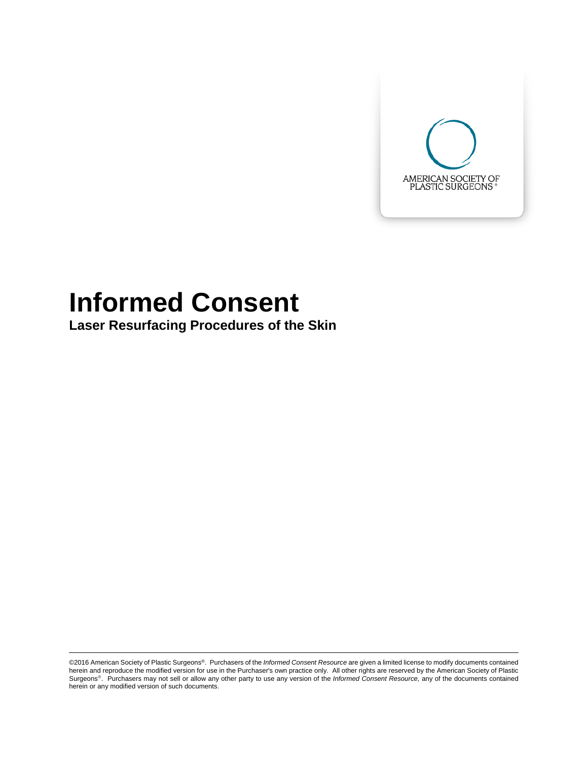AMERICAN SOCIETY OF PLASTIC SURGEONS®

# Informed Consent

## Laser Resurfacing Procedures of the Skin

---

©2016 American Society of Plastic Surgeons®. Purchasers of the *Informed Consent Resource* are given a limited license to modify documents contained herein and reproduce the modified version for use in the Purchaser's own practice only. All other rights are reserved by the American Society of Plastic Surgeons®. Purchasers may not sell or allow any other party to use any version of the *Informed Consent Resource,* any of the documents contained herein or any modified version of such documents.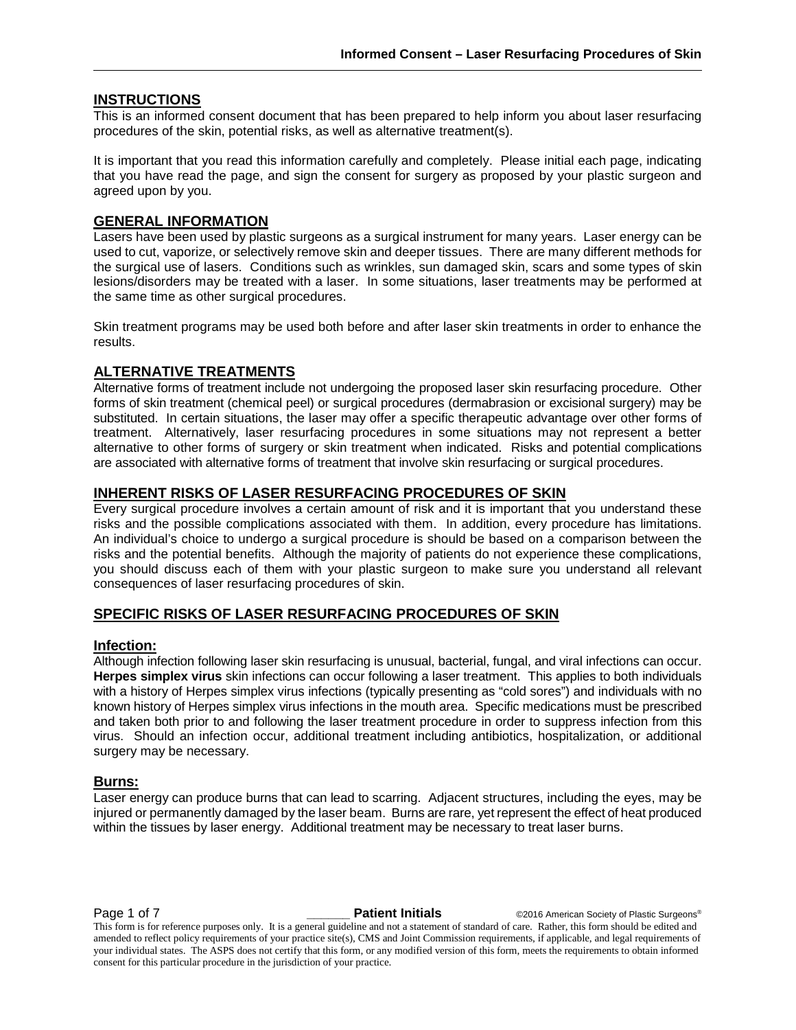## INSTRUCTIONS

This is an informed consent document that has been prepared to help inform you about laser resurfacing procedures of the skin, potential risks, as well as alternative treatment(s).

It is important that you read this information carefully and completely. Please initial each page, indicating that you have read the page, and sign the consent for surgery as proposed by your plastic surgeon and agreed upon by you.

## GENERAL INFORMATION

Lasers have been used by plastic surgeons as a surgical instrument for many years. Laser energy can be used to cut, vaporize, or selectively remove skin and deeper tissues. There are many different methods for the surgical use of lasers. Conditions such as wrinkles, sun damaged skin, scars and some types of skin lesions/disorders may be treated with a laser. In some situations, laser treatments may be performed at the same time as other surgical procedures.

Skin treatment programs may be used both before and after laser skin treatments in order to enhance the results.

## ALTERNATIVE TREATMENTS

Alternative forms of treatment include not undergoing the proposed laser skin resurfacing procedure. Other forms of skin treatment (chemical peel) or surgical procedures (dermabrasion or excisional surgery) may be substituted. In certain situations, the laser may offer a specific therapeutic advantage over other forms of treatment. Alternatively, laser resurfacing procedures in some situations may not represent a better alternative to other forms of surgery or skin treatment when indicated. Risks and potential complications are associated with alternative forms of treatment that involve skin resurfacing or surgical procedures.

## INHERENT RISKS OF LASER RESURFACING PROCEDURES OF SKIN

Every surgical procedure involves a certain amount of risk and it is important that you understand these risks and the possible complications associated with them. In addition, every procedure has limitations. An individual's choice to undergo a surgical procedure is should be based on a comparison between the risks and the potential benefits. Although the majority of patients do not experience these complications, you should discuss each of them with your plastic surgeon to make sure you understand all relevant consequences of laser resurfacing procedures of skin.

## SPECIFIC RISKS OF LASER RESURFACING PROCEDURES OF SKIN

### Infection:

Although infection following laser skin resurfacing is unusual, bacterial, fungal, and viral infections can occur. **Herpes simplex virus** skin infections can occur following a laser treatment. This applies to both individuals with a history of Herpes simplex virus infections (typically presenting as "cold sores") and individuals with no known history of Herpes simplex virus infections in the mouth area. Specific medications must be prescribed and taken both prior to and following the laser treatment procedure in order to suppress infection from this virus. Should an infection occur, additional treatment including antibiotics, hospitalization, or additional surgery may be necessary.

### Burns:

Laser energy can produce burns that can lead to scarring. Adjacent structures, including the eyes, may be injured or permanently damaged by the laser beam. Burns are rare, yet represent the effect of heat produced within the tissues by laser energy. Additional treatment may be necessary to treat laser burns.

______ **Patient Initials**

This form is for reference purposes only. It is a general guideline and not a statement of standard of care. Rather, this form should be edited and amended to reflect policy requirements of your practice site(s), CMS and Joint Commission requirements, if applicable, and legal requirements of your individual states. The ASPS does not certify that this form, or any modified version of this form, meets the requirements to obtain informed consent for this particular procedure in the jurisdiction of your practice.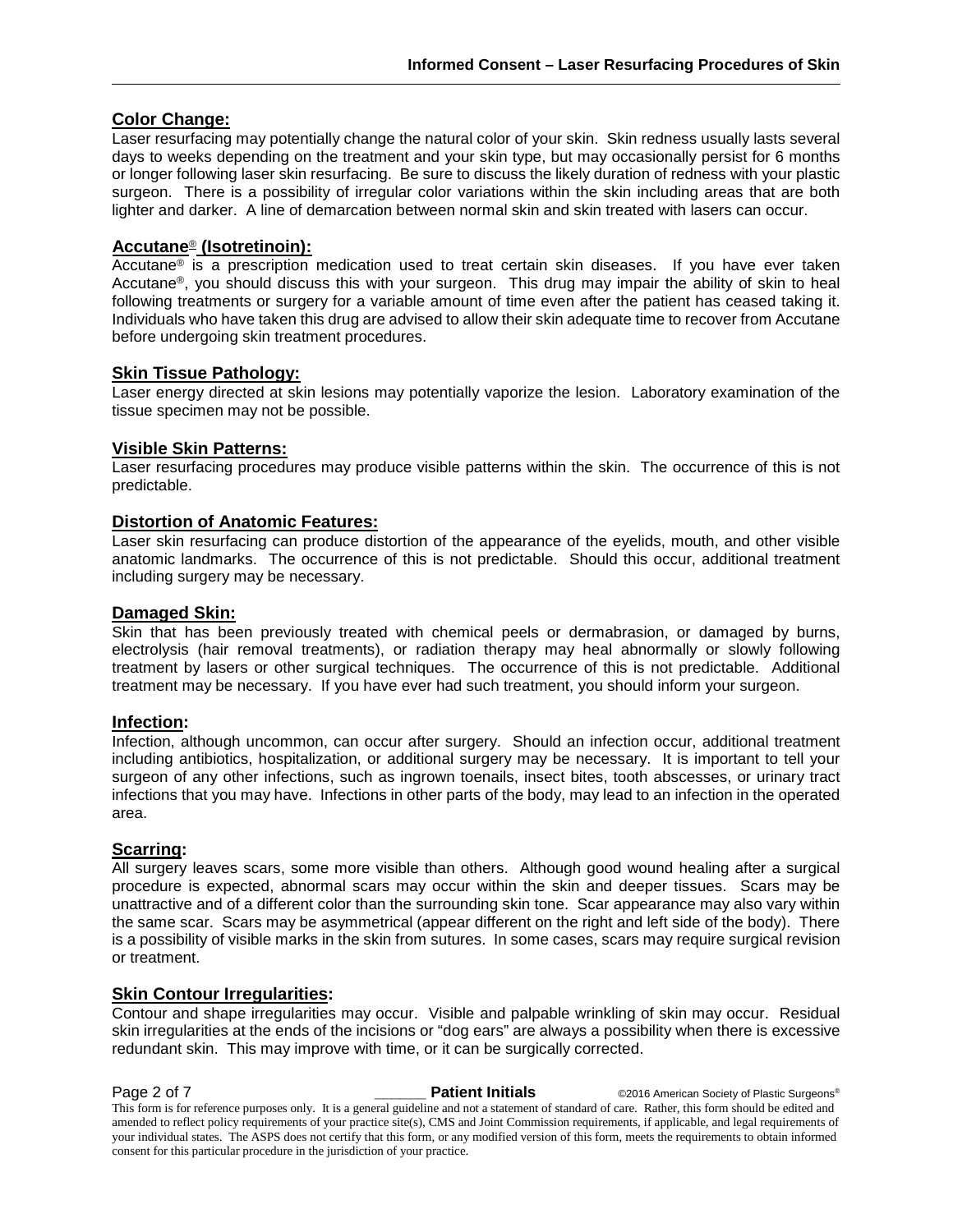**Color Change:**

Laser resurfacing may potentially change the natural color of your skin. Skin redness usually lasts several days to weeks depending on the treatment and your skin type, but may occasionally persist for 6 months or longer following laser skin resurfacing. Be sure to discuss the likely duration of redness with your plastic surgeon. There is a possibility of irregular color variations within the skin including areas that are both lighter and darker. A line of demarcation between normal skin and skin treated with lasers can occur.

**Accutane® (Isotretinoin):**

Accutane® is a prescription medication used to treat certain skin diseases. If you have ever taken Accutane®, you should discuss this with your surgeon. This drug may impair the ability of skin to heal following treatments or surgery for a variable amount of time even after the patient has ceased taking it. Individuals who have taken this drug are advised to allow their skin adequate time to recover from Accutane before undergoing skin treatment procedures.

**Skin Tissue Pathology:**

Laser energy directed at skin lesions may potentially vaporize the lesion. Laboratory examination of the tissue specimen may not be possible.

**Visible Skin Patterns:**

Laser resurfacing procedures may produce visible patterns within the skin. The occurrence of this is not predictable.

**Distortion of Anatomic Features:**

Laser skin resurfacing can produce distortion of the appearance of the eyelids, mouth, and other visible anatomic landmarks. The occurrence of this is not predictable. Should this occur, additional treatment including surgery may be necessary.

**Damaged Skin:**

Skin that has been previously treated with chemical peels or dermabrasion, or damaged by burns, electrolysis (hair removal treatments), or radiation therapy may heal abnormally or slowly following treatment by lasers or other surgical techniques. The occurrence of this is not predictable. Additional treatment may be necessary. If you have ever had such treatment, you should inform your surgeon.

**Infection:**

Infection, although uncommon, can occur after surgery. Should an infection occur, additional treatment including antibiotics, hospitalization, or additional surgery may be necessary. It is important to tell your surgeon of any other infections, such as ingrown toenails, insect bites, tooth abscesses, or urinary tract infections that you may have. Infections in other parts of the body, may lead to an infection in the operated area.

**Scarring:**

All surgery leaves scars, some more visible than others. Although good wound healing after a surgical procedure is expected, abnormal scars may occur within the skin and deeper tissues. Scars may be unattractive and of a different color than the surrounding skin tone. Scar appearance may also vary within the same scar. Scars may be asymmetrical (appear different on the right and left side of the body). There is a possibility of visible marks in the skin from sutures. In some cases, scars may require surgical revision or treatment.

**Skin Contour Irregularities:**

Contour and shape irregularities may occur. Visible and palpable wrinkling of skin may occur. Residual skin irregularities at the ends of the incisions or "dog ears" are always a possibility when there is excessive redundant skin. This may improve with time, or it can be surgically corrected.

______ **Patient Initials**

This form is for reference purposes only. It is a general guideline and not a statement of standard of care. Rather, this form should be edited and amended to reflect policy requirements of your practice site(s), CMS and Joint Commission requirements, if applicable, and legal requirements of your individual states. The ASPS does not certify that this form, or any modified version of this form, meets the requirements to obtain informed consent for this particular procedure in the jurisdiction of your practice.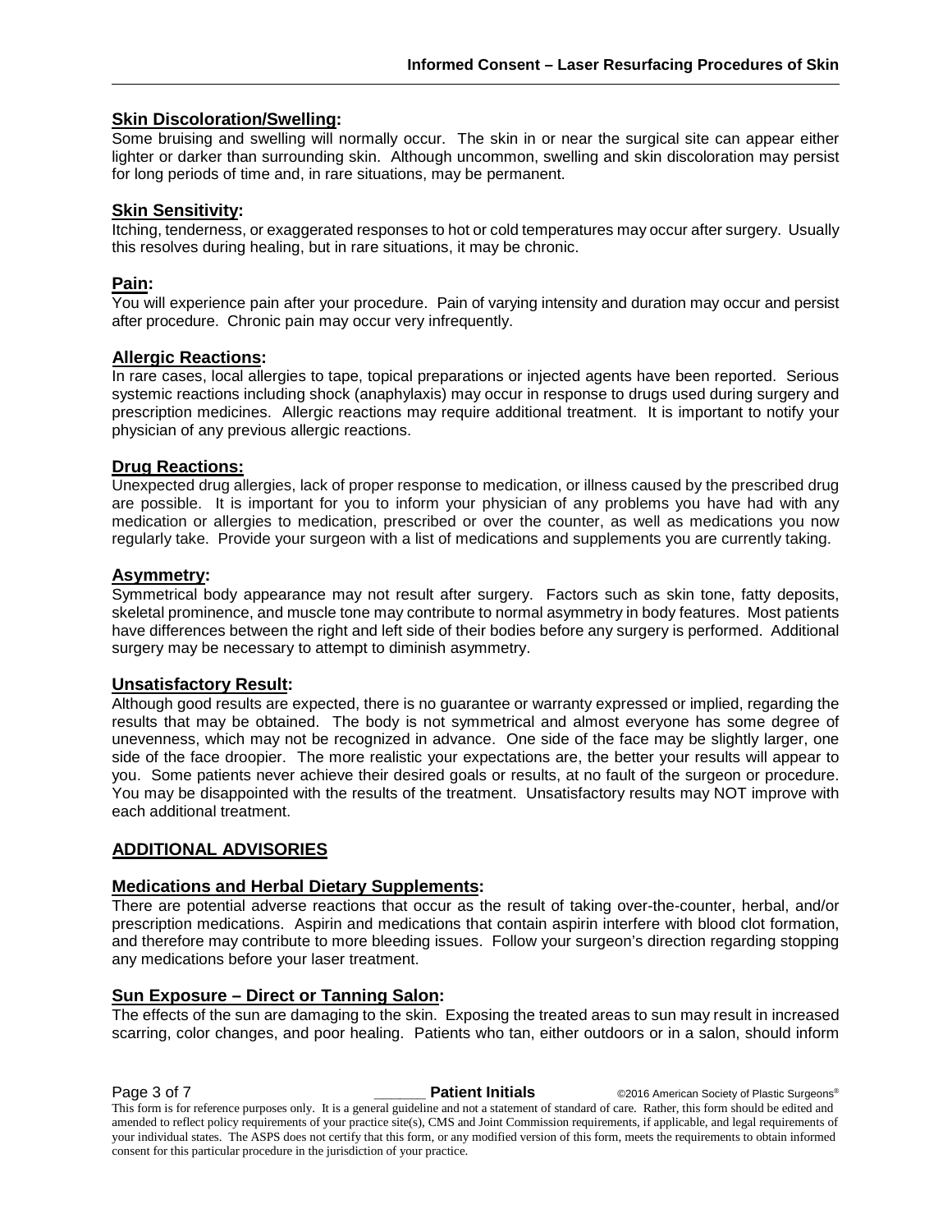**Skin Discoloration/Swelling:**
Some bruising and swelling will normally occur. The skin in or near the surgical site can appear either lighter or darker than surrounding skin. Although uncommon, swelling and skin discoloration may persist for long periods of time and, in rare situations, may be permanent.

**Skin Sensitivity:**
Itching, tenderness, or exaggerated responses to hot or cold temperatures may occur after surgery. Usually this resolves during healing, but in rare situations, it may be chronic.

**Pain:**
You will experience pain after your procedure. Pain of varying intensity and duration may occur and persist after procedure. Chronic pain may occur very infrequently.

**Allergic Reactions:**
In rare cases, local allergies to tape, topical preparations or injected agents have been reported. Serious systemic reactions including shock (anaphylaxis) may occur in response to drugs used during surgery and prescription medicines. Allergic reactions may require additional treatment. It is important to notify your physician of any previous allergic reactions.

**Drug Reactions:**
Unexpected drug allergies, lack of proper response to medication, or illness caused by the prescribed drug are possible. It is important for you to inform your physician of any problems you have had with any medication or allergies to medication, prescribed or over the counter, as well as medications you now regularly take. Provide your surgeon with a list of medications and supplements you are currently taking.

**Asymmetry:**
Symmetrical body appearance may not result after surgery. Factors such as skin tone, fatty deposits, skeletal prominence, and muscle tone may contribute to normal asymmetry in body features. Most patients have differences between the right and left side of their bodies before any surgery is performed. Additional surgery may be necessary to attempt to diminish asymmetry.

**Unsatisfactory Result:**
Although good results are expected, there is no guarantee or warranty expressed or implied, regarding the results that may be obtained. The body is not symmetrical and almost everyone has some degree of unevenness, which may not be recognized in advance. One side of the face may be slightly larger, one side of the face droopier. The more realistic your expectations are, the better your results will appear to you. Some patients never achieve their desired goals or results, at no fault of the surgeon or procedure. You may be disappointed with the results of the treatment. Unsatisfactory results may NOT improve with each additional treatment.

## ADDITIONAL ADVISORIES

**Medications and Herbal Dietary Supplements:**
There are potential adverse reactions that occur as the result of taking over-the-counter, herbal, and/or prescription medications. Aspirin and medications that contain aspirin interfere with blood clot formation, and therefore may contribute to more bleeding issues. Follow your surgeon's direction regarding stopping any medications before your laser treatment.

**Sun Exposure – Direct or Tanning Salon:**
The effects of the sun are damaging to the skin. Exposing the treated areas to sun may result in increased scarring, color changes, and poor healing. Patients who tan, either outdoors or in a salon, should inform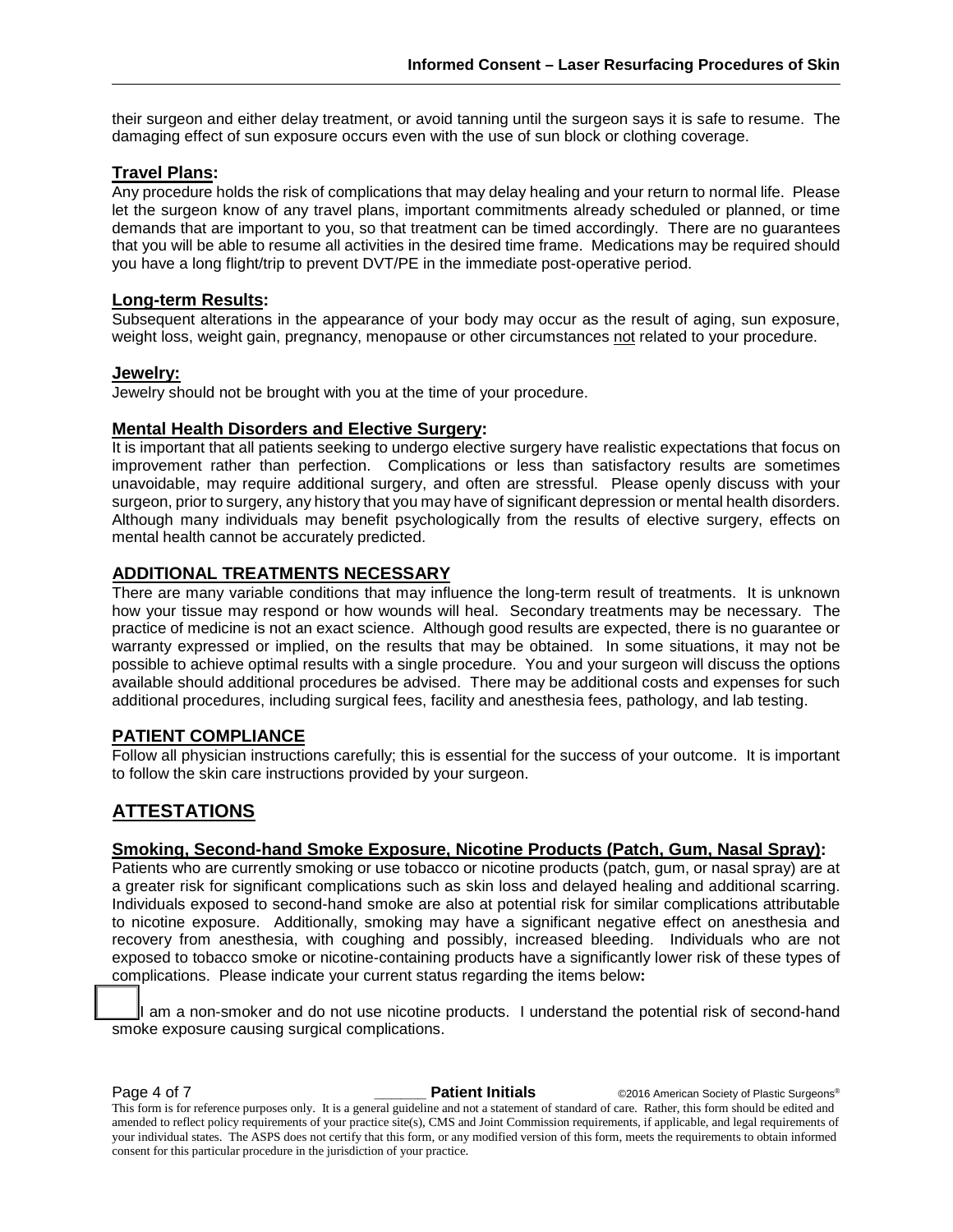their surgeon and either delay treatment, or avoid tanning until the surgeon says it is safe to resume. The damaging effect of sun exposure occurs even with the use of sun block or clothing coverage.

### Travel Plans:

Any procedure holds the risk of complications that may delay healing and your return to normal life. Please let the surgeon know of any travel plans, important commitments already scheduled or planned, or time demands that are important to you, so that treatment can be timed accordingly. There are no guarantees that you will be able to resume all activities in the desired time frame. Medications may be required should you have a long flight/trip to prevent DVT/PE in the immediate post-operative period.

### Long-term Results:

Subsequent alterations in the appearance of your body may occur as the result of aging, sun exposure, weight loss, weight gain, pregnancy, menopause or other circumstances not related to your procedure.

### Jewelry:

Jewelry should not be brought with you at the time of your procedure.

### Mental Health Disorders and Elective Surgery:

It is important that all patients seeking to undergo elective surgery have realistic expectations that focus on improvement rather than perfection. Complications or less than satisfactory results are sometimes unavoidable, may require additional surgery, and often are stressful. Please openly discuss with your surgeon, prior to surgery, any history that you may have of significant depression or mental health disorders. Although many individuals may benefit psychologically from the results of elective surgery, effects on mental health cannot be accurately predicted.

## ADDITIONAL TREATMENTS NECESSARY

There are many variable conditions that may influence the long-term result of treatments. It is unknown how your tissue may respond or how wounds will heal. Secondary treatments may be necessary. The practice of medicine is not an exact science. Although good results are expected, there is no guarantee or warranty expressed or implied, on the results that may be obtained. In some situations, it may not be possible to achieve optimal results with a single procedure. You and your surgeon will discuss the options available should additional procedures be advised. There may be additional costs and expenses for such additional procedures, including surgical fees, facility and anesthesia fees, pathology, and lab testing.

## PATIENT COMPLIANCE

Follow all physician instructions carefully; this is essential for the success of your outcome. It is important to follow the skin care instructions provided by your surgeon.

# ATTESTATIONS

### Smoking, Second-hand Smoke Exposure, Nicotine Products (Patch, Gum, Nasal Spray):

Patients who are currently smoking or use tobacco or nicotine products (patch, gum, or nasal spray) are at a greater risk for significant complications such as skin loss and delayed healing and additional scarring. Individuals exposed to second-hand smoke are also at potential risk for similar complications attributable to nicotine exposure. Additionally, smoking may have a significant negative effect on anesthesia and recovery from anesthesia, with coughing and possibly, increased bleeding. Individuals who are not exposed to tobacco smoke or nicotine-containing products have a significantly lower risk of these types of complications. Please indicate your current status regarding the items below:

☐ I am a non-smoker and do not use nicotine products. I understand the potential risk of second-hand smoke exposure causing surgical complications.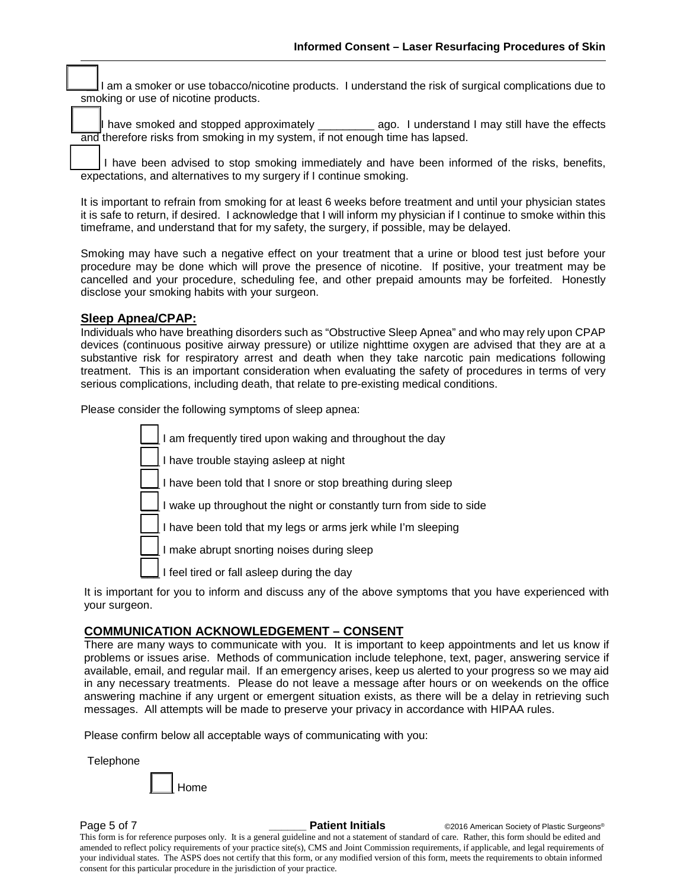☐ I am a smoker or use tobacco/nicotine products. I understand the risk of surgical complications due to smoking or use of nicotine products.

☐ I have smoked and stopped approximately _________ ago. I understand I may still have the effects and therefore risks from smoking in my system, if not enough time has lapsed.

☐ I have been advised to stop smoking immediately and have been informed of the risks, benefits, expectations, and alternatives to my surgery if I continue smoking.

It is important to refrain from smoking for at least 6 weeks before treatment and until your physician states it is safe to return, if desired. I acknowledge that I will inform my physician if I continue to smoke within this timeframe, and understand that for my safety, the surgery, if possible, may be delayed.

Smoking may have such a negative effect on your treatment that a urine or blood test just before your procedure may be done which will prove the presence of nicotine. If positive, your treatment may be cancelled and your procedure, scheduling fee, and other prepaid amounts may be forfeited. Honestly disclose your smoking habits with your surgeon.

**Sleep Apnea/CPAP:**

Individuals who have breathing disorders such as "Obstructive Sleep Apnea" and who may rely upon CPAP devices (continuous positive airway pressure) or utilize nighttime oxygen are advised that they are at a substantive risk for respiratory arrest and death when they take narcotic pain medications following treatment. This is an important consideration when evaluating the safety of procedures in terms of very serious complications, including death, that relate to pre-existing medical conditions.

Please consider the following symptoms of sleep apnea:

- ☐ I am frequently tired upon waking and throughout the day
- ☐ I have trouble staying asleep at night
- ☐ I have been told that I snore or stop breathing during sleep
- ☐ I wake up throughout the night or constantly turn from side to side
- ☐ I have been told that my legs or arms jerk while I'm sleeping
- ☐ I make abrupt snorting noises during sleep
- ☐ I feel tired or fall asleep during the day

It is important for you to inform and discuss any of the above symptoms that you have experienced with your surgeon.

**COMMUNICATION ACKNOWLEDGEMENT – CONSENT**

There are many ways to communicate with you. It is important to keep appointments and let us know if problems or issues arise. Methods of communication include telephone, text, pager, answering service if available, email, and regular mail. If an emergency arises, keep us alerted to your progress so we may aid in any necessary treatments. Please do not leave a message after hours or on weekends on the office answering machine if any urgent or emergent situation exists, as there will be a delay in retrieving such messages. All attempts will be made to preserve your privacy in accordance with HIPAA rules.

Please confirm below all acceptable ways of communicating with you:

Telephone

- ☐ Home

_______ **Patient Initials**

This form is for reference purposes only. It is a general guideline and not a statement of standard of care. Rather, this form should be edited and amended to reflect policy requirements of your practice site(s), CMS and Joint Commission requirements, if applicable, and legal requirements of your individual states. The ASPS does not certify that this form, or any modified version of this form, meets the requirements to obtain informed consent for this particular procedure in the jurisdiction of your practice.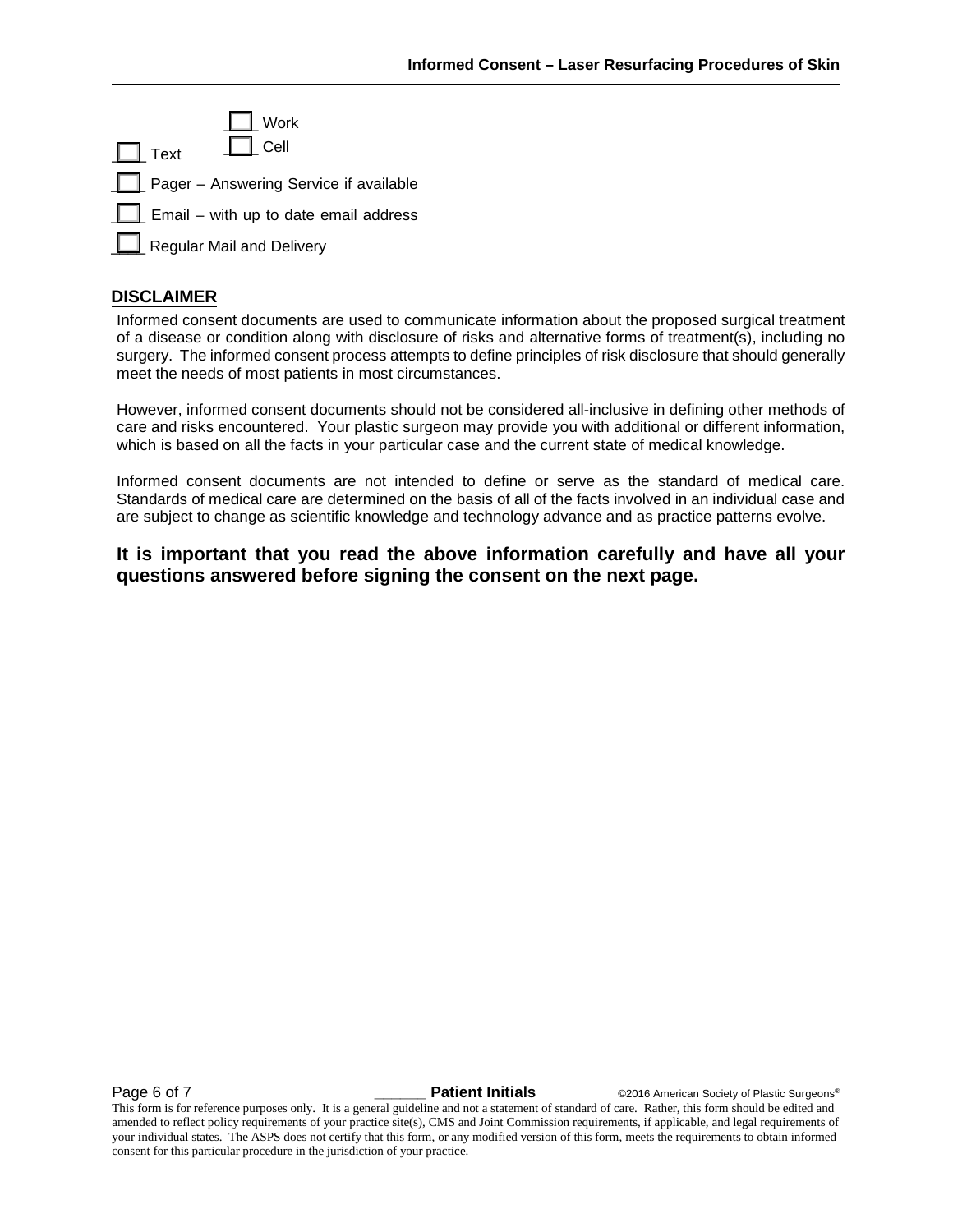- [ ] Work
- [ ] Text
- [ ] Cell
- [ ] Pager – Answering Service if available
- [ ] Email – with up to date email address
- [ ] Regular Mail and Delivery

## DISCLAIMER

Informed consent documents are used to communicate information about the proposed surgical treatment of a disease or condition along with disclosure of risks and alternative forms of treatment(s), including no surgery. The informed consent process attempts to define principles of risk disclosure that should generally meet the needs of most patients in most circumstances.

However, informed consent documents should not be considered all-inclusive in defining other methods of care and risks encountered. Your plastic surgeon may provide you with additional or different information, which is based on all the facts in your particular case and the current state of medical knowledge.

Informed consent documents are not intended to define or serve as the standard of medical care. Standards of medical care are determined on the basis of all of the facts involved in an individual case and are subject to change as scientific knowledge and technology advance and as practice patterns evolve.

**It is important that you read the above information carefully and have all your questions answered before signing the consent on the next page.**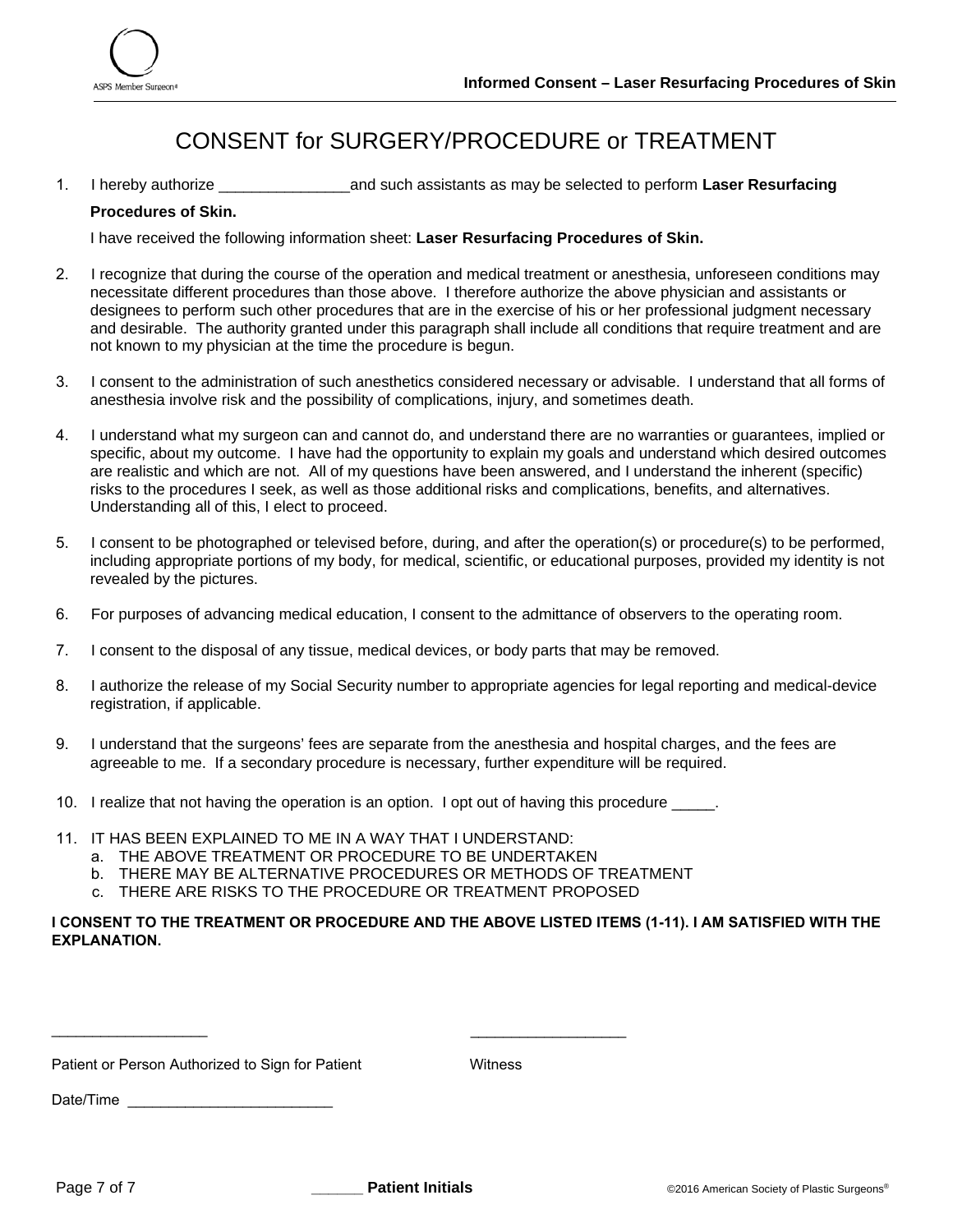# CONSENT for SURGERY/PROCEDURE or TREATMENT

1. I hereby authorize _______________and such assistants as may be selected to perform **Laser Resurfacing Procedures of Skin.**

   I have received the following information sheet: **Laser Resurfacing Procedures of Skin.**

2. I recognize that during the course of the operation and medical treatment or anesthesia, unforeseen conditions may necessitate different procedures than those above. I therefore authorize the above physician and assistants or designees to perform such other procedures that are in the exercise of his or her professional judgment necessary and desirable. The authority granted under this paragraph shall include all conditions that require treatment and are not known to my physician at the time the procedure is begun.

3. I consent to the administration of such anesthetics considered necessary or advisable. I understand that all forms of anesthesia involve risk and the possibility of complications, injury, and sometimes death.

4. I understand what my surgeon can and cannot do, and understand there are no warranties or guarantees, implied or specific, about my outcome. I have had the opportunity to explain my goals and understand which desired outcomes are realistic and which are not. All of my questions have been answered, and I understand the inherent (specific) risks to the procedures I seek, as well as those additional risks and complications, benefits, and alternatives. Understanding all of this, I elect to proceed.

5. I consent to be photographed or televised before, during, and after the operation(s) or procedure(s) to be performed, including appropriate portions of my body, for medical, scientific, or educational purposes, provided my identity is not revealed by the pictures.

6. For purposes of advancing medical education, I consent to the admittance of observers to the operating room.

7. I consent to the disposal of any tissue, medical devices, or body parts that may be removed.

8. I authorize the release of my Social Security number to appropriate agencies for legal reporting and medical-device registration, if applicable.

9. I understand that the surgeons' fees are separate from the anesthesia and hospital charges, and the fees are agreeable to me. If a secondary procedure is necessary, further expenditure will be required.

10. I realize that not having the operation is an option. I opt out of having this procedure _____.

11. IT HAS BEEN EXPLAINED TO ME IN A WAY THAT I UNDERSTAND:
    a. THE ABOVE TREATMENT OR PROCEDURE TO BE UNDERTAKEN
    b. THERE MAY BE ALTERNATIVE PROCEDURES OR METHODS OF TREATMENT
    c. THERE ARE RISKS TO THE PROCEDURE OR TREATMENT PROPOSED

**I CONSENT TO THE TREATMENT OR PROCEDURE AND THE ABOVE LISTED ITEMS (1-11). I AM SATISFIED WITH THE EXPLANATION.**

___________________ ___________________

Patient or Person Authorized to Sign for Patient Witness

Date/Time _________________________

______ **Patient Initials**